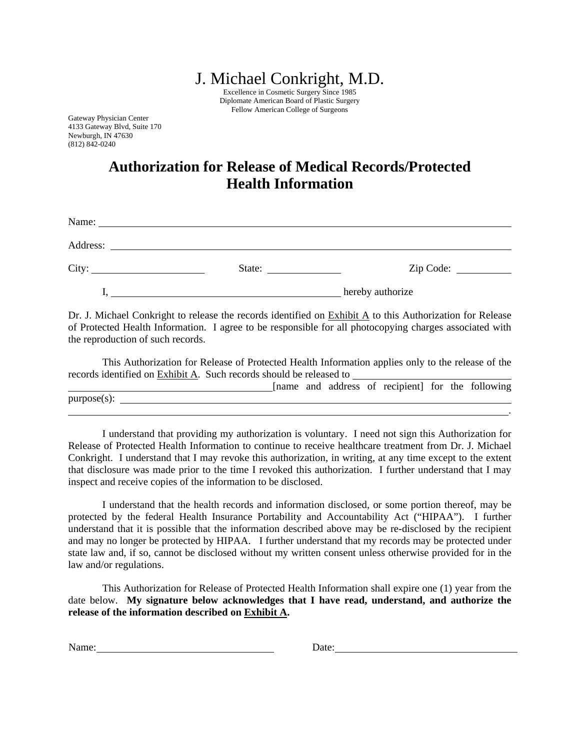# J. Michael Conkright, M.D.

Excellence in Cosmetic Surgery Since 1985
Diplomate American Board of Plastic Surgery
Fellow American College of Surgeons

Gateway Physician Center
4133 Gateway Blvd, Suite 170
Newburgh, IN 47630
(812) 842-0240

## Authorization for Release of Medical Records/Protected Health Information

Name: ______________________________________________________________

Address: ____________________________________________________________

City: ____________________ State: ______________ Zip Code: __________

I, ________________________________________ hereby authorize

Dr. J. Michael Conkright to release the records identified on Exhibit A to this Authorization for Release of Protected Health Information. I agree to be responsible for all photocopying charges associated with the reproduction of such records.

This Authorization for Release of Protected Health Information applies only to the release of the records identified on Exhibit A. Such records should be released to ____________________________ ________________________________________[name and address of recipient] for the following purpose(s): ______________________________________________________________
______________________________________________________________________.

I understand that providing my authorization is voluntary. I need not sign this Authorization for Release of Protected Health Information to continue to receive healthcare treatment from Dr. J. Michael Conkright. I understand that I may revoke this authorization, in writing, at any time except to the extent that disclosure was made prior to the time I revoked this authorization. I further understand that I may inspect and receive copies of the information to be disclosed.

I understand that the health records and information disclosed, or some portion thereof, may be protected by the federal Health Insurance Portability and Accountability Act ("HIPAA"). I further understand that it is possible that the information described above may be re-disclosed by the recipient and may no longer be protected by HIPAA. I further understand that my records may be protected under state law and, if so, cannot be disclosed without my written consent unless otherwise provided for in the law and/or regulations.

This Authorization for Release of Protected Health Information shall expire one (1) year from the date below. **My signature below acknowledges that I have read, understand, and authorize the release of the information described on Exhibit A.**

Name: ________________________________ Date: ________________________________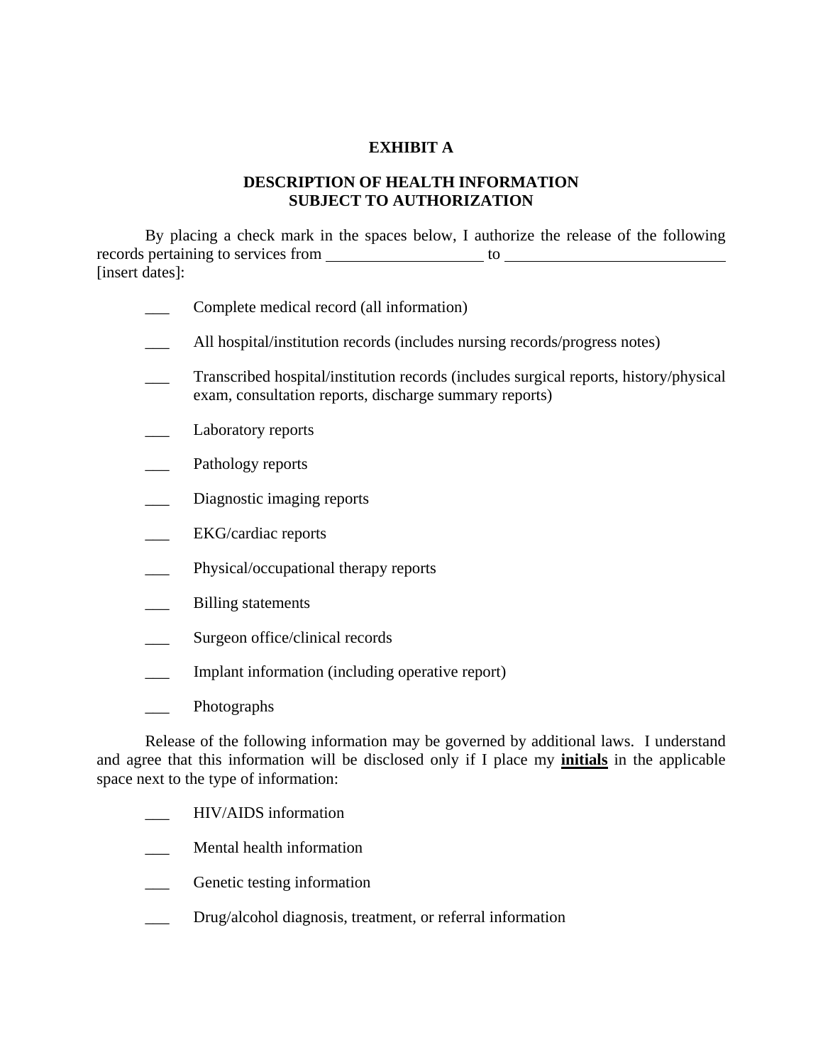**EXHIBIT A**

**DESCRIPTION OF HEALTH INFORMATION SUBJECT TO AUTHORIZATION**

By placing a check mark in the spaces below, I authorize the release of the following records pertaining to services from ____________________ to ____________________________ [insert dates]:

___ Complete medical record (all information)

___ All hospital/institution records (includes nursing records/progress notes)

___ Transcribed hospital/institution records (includes surgical reports, history/physical exam, consultation reports, discharge summary reports)

___ Laboratory reports

___ Pathology reports

___ Diagnostic imaging reports

___ EKG/cardiac reports

___ Physical/occupational therapy reports

___ Billing statements

___ Surgeon office/clinical records

___ Implant information (including operative report)

___ Photographs

Release of the following information may be governed by additional laws. I understand and agree that this information will be disclosed only if I place my **initials** in the applicable space next to the type of information:

___ HIV/AIDS information

___ Mental health information

___ Genetic testing information

___ Drug/alcohol diagnosis, treatment, or referral information